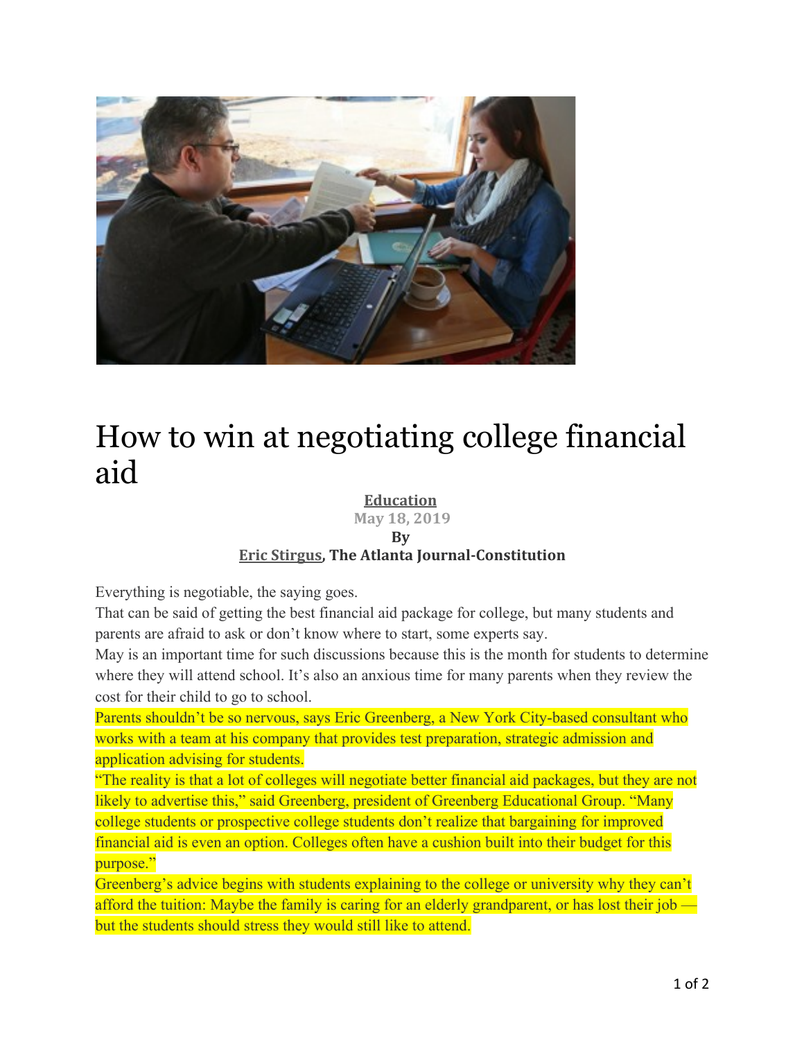# How to win at negotiating college financial aid

**Education**

May 18, 2019

**By**

**Eric Stirgus, The Atlanta Journal-Constitution**

Everything is negotiable, the saying goes.

That can be said of getting the best financial aid package for college, but many students and parents are afraid to ask or don't know where to start, some experts say.

May is an important time for such discussions because this is the month for students to determine where they will attend school. It's also an anxious time for many parents when they review the cost for their child to go to school.

Parents shouldn't be so nervous, says Eric Greenberg, a New York City-based consultant who works with a team at his company that provides test preparation, strategic admission and application advising for students.

"The reality is that a lot of colleges will negotiate better financial aid packages, but they are not likely to advertise this," said Greenberg, president of Greenberg Educational Group. "Many college students or prospective college students don't realize that bargaining for improved financial aid is even an option. Colleges often have a cushion built into their budget for this purpose."

Greenberg's advice begins with students explaining to the college or university why they can't afford the tuition: Maybe the family is caring for an elderly grandparent, or has lost their job — but the students should stress they would still like to attend.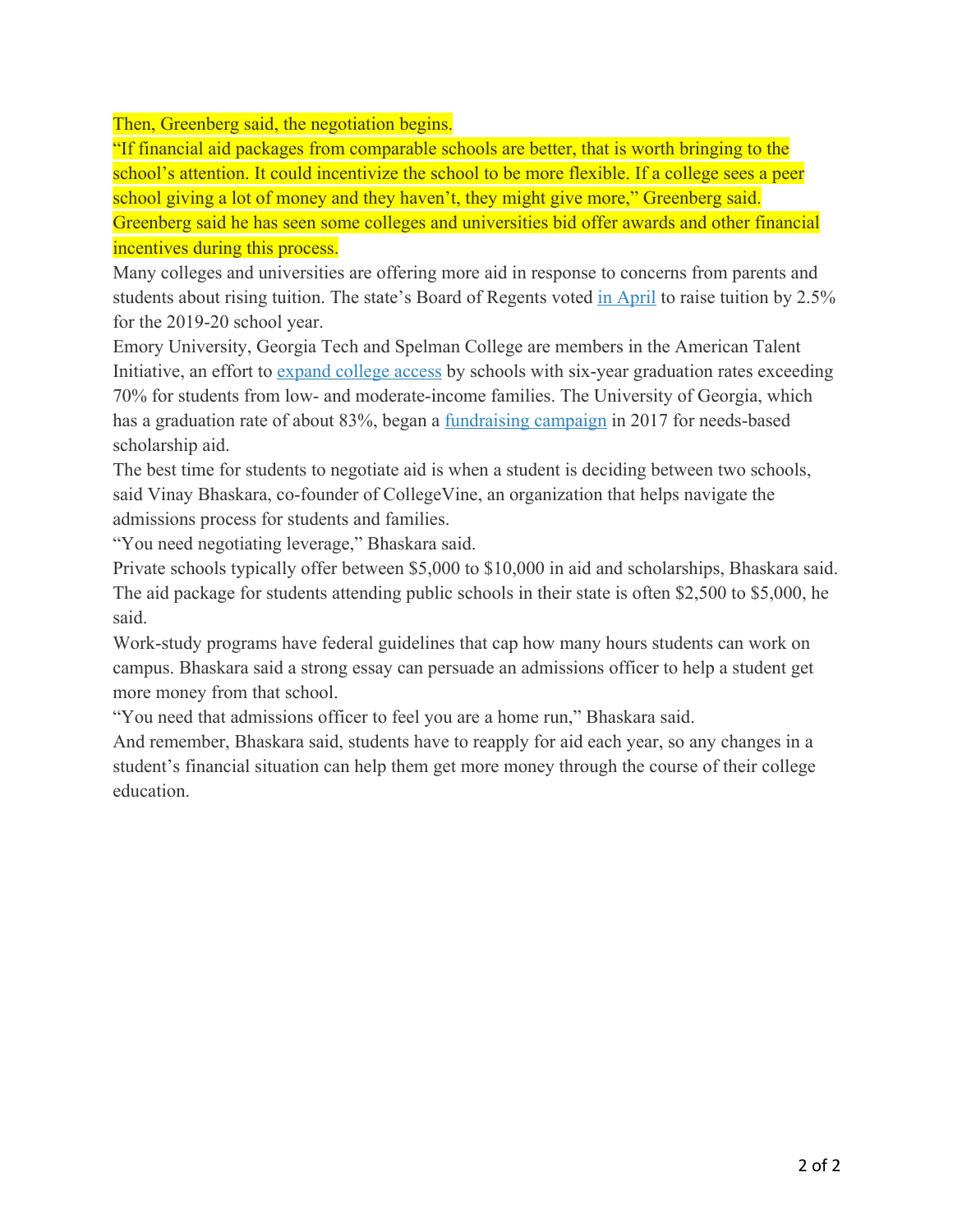Then, Greenberg said, the negotiation begins.

"If financial aid packages from comparable schools are better, that is worth bringing to the school's attention. It could incentivize the school to be more flexible. If a college sees a peer school giving a lot of money and they haven't, they might give more," Greenberg said.

Greenberg said he has seen some colleges and universities bid offer awards and other financial incentives during this process.

Many colleges and universities are offering more aid in response to concerns from parents and students about rising tuition. The state's Board of Regents voted in April to raise tuition by 2.5% for the 2019-20 school year.

Emory University, Georgia Tech and Spelman College are members in the American Talent Initiative, an effort to expand college access by schools with six-year graduation rates exceeding 70% for students from low- and moderate-income families. The University of Georgia, which has a graduation rate of about 83%, began a fundraising campaign in 2017 for needs-based scholarship aid.

The best time for students to negotiate aid is when a student is deciding between two schools, said Vinay Bhaskara, co-founder of CollegeVine, an organization that helps navigate the admissions process for students and families.

"You need negotiating leverage," Bhaskara said.

Private schools typically offer between $5,000 to $10,000 in aid and scholarships, Bhaskara said. The aid package for students attending public schools in their state is often $2,500 to $5,000, he said.

Work-study programs have federal guidelines that cap how many hours students can work on campus. Bhaskara said a strong essay can persuade an admissions officer to help a student get more money from that school.

"You need that admissions officer to feel you are a home run," Bhaskara said.

And remember, Bhaskara said, students have to reapply for aid each year, so any changes in a student's financial situation can help them get more money through the course of their college education.